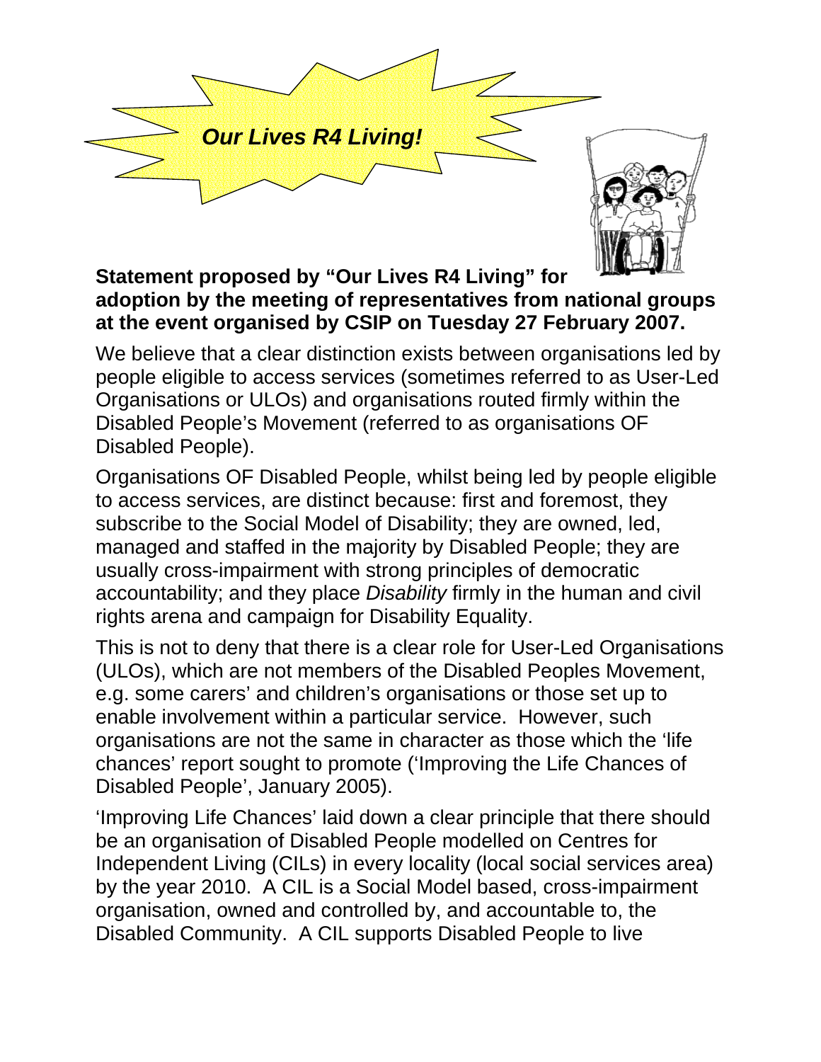***Our Lives R4 Living!***

**Statement proposed by "Our Lives R4 Living" for adoption by the meeting of representatives from national groups at the event organised by CSIP on Tuesday 27 February 2007.**

We believe that a clear distinction exists between organisations led by people eligible to access services (sometimes referred to as User-Led Organisations or ULOs) and organisations routed firmly within the Disabled People's Movement (referred to as organisations OF Disabled People).

Organisations OF Disabled People, whilst being led by people eligible to access services, are distinct because: first and foremost, they subscribe to the Social Model of Disability; they are owned, led, managed and staffed in the majority by Disabled People; they are usually cross-impairment with strong principles of democratic accountability; and they place *Disability* firmly in the human and civil rights arena and campaign for Disability Equality.

This is not to deny that there is a clear role for User-Led Organisations (ULOs), which are not members of the Disabled Peoples Movement, e.g. some carers' and children's organisations or those set up to enable involvement within a particular service. However, such organisations are not the same in character as those which the 'life chances' report sought to promote ('Improving the Life Chances of Disabled People', January 2005).

'Improving Life Chances' laid down a clear principle that there should be an organisation of Disabled People modelled on Centres for Independent Living (CILs) in every locality (local social services area) by the year 2010. A CIL is a Social Model based, cross-impairment organisation, owned and controlled by, and accountable to, the Disabled Community. A CIL supports Disabled People to live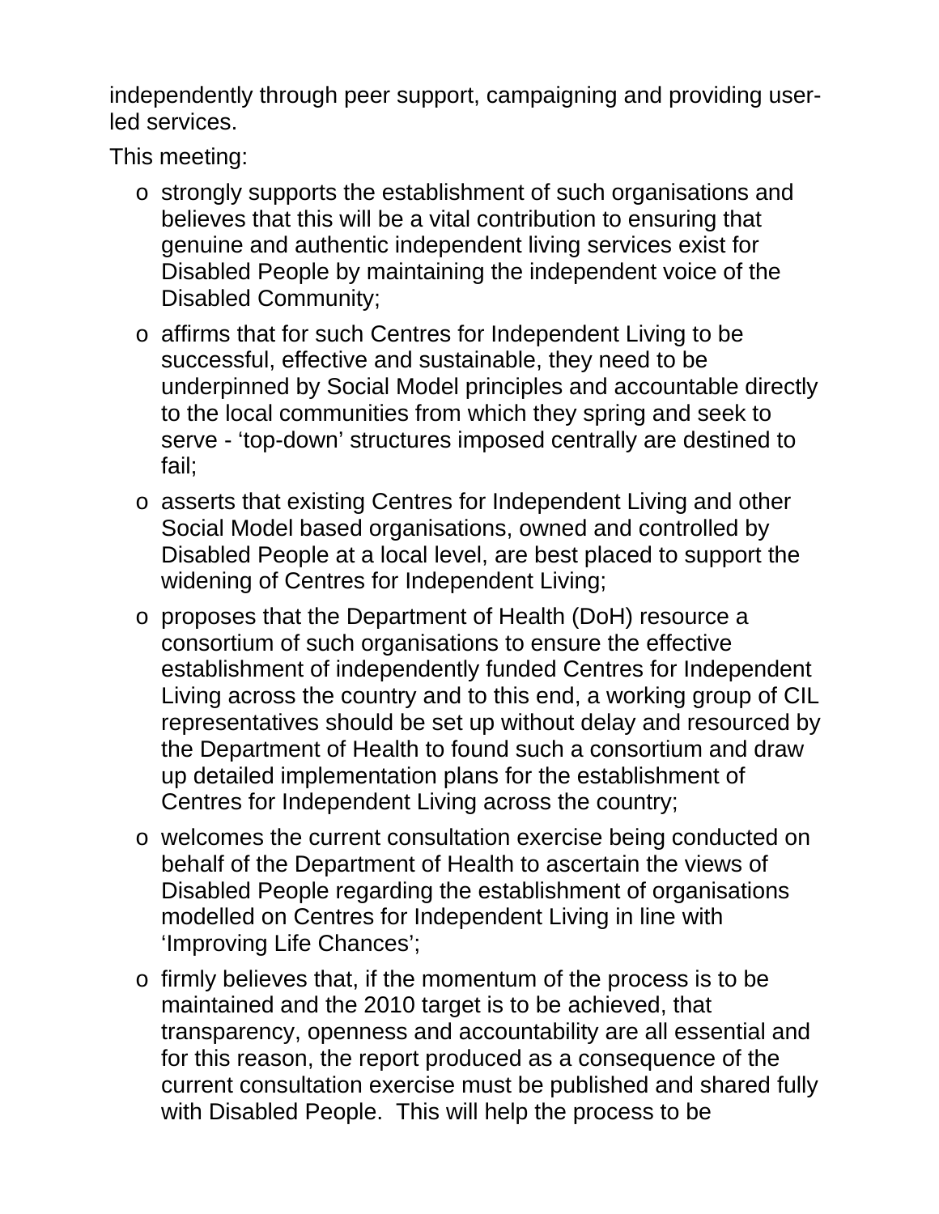independently through peer support, campaigning and providing user-led services.

This meeting:

- strongly supports the establishment of such organisations and believes that this will be a vital contribution to ensuring that genuine and authentic independent living services exist for Disabled People by maintaining the independent voice of the Disabled Community;
- affirms that for such Centres for Independent Living to be successful, effective and sustainable, they need to be underpinned by Social Model principles and accountable directly to the local communities from which they spring and seek to serve - 'top-down' structures imposed centrally are destined to fail;
- asserts that existing Centres for Independent Living and other Social Model based organisations, owned and controlled by Disabled People at a local level, are best placed to support the widening of Centres for Independent Living;
- proposes that the Department of Health (DoH) resource a consortium of such organisations to ensure the effective establishment of independently funded Centres for Independent Living across the country and to this end, a working group of CIL representatives should be set up without delay and resourced by the Department of Health to found such a consortium and draw up detailed implementation plans for the establishment of Centres for Independent Living across the country;
- welcomes the current consultation exercise being conducted on behalf of the Department of Health to ascertain the views of Disabled People regarding the establishment of organisations modelled on Centres for Independent Living in line with 'Improving Life Chances';
- firmly believes that, if the momentum of the process is to be maintained and the 2010 target is to be achieved, that transparency, openness and accountability are all essential and for this reason, the report produced as a consequence of the current consultation exercise must be published and shared fully with Disabled People. This will help the process to be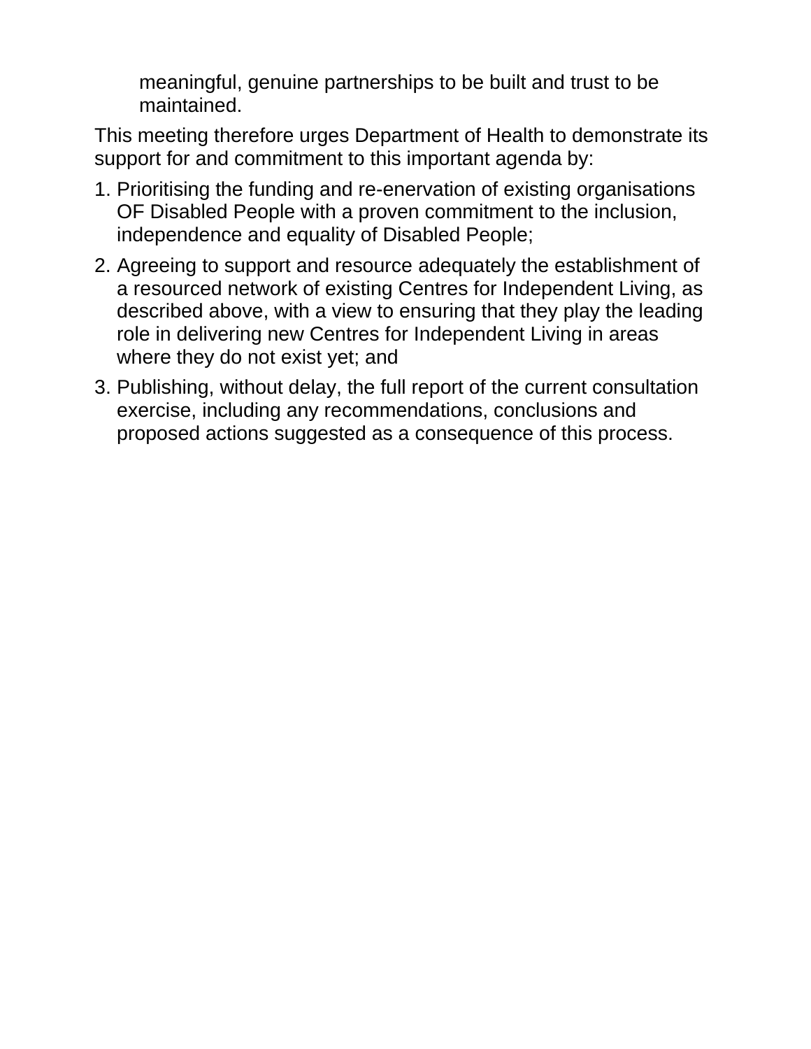meaningful, genuine partnerships to be built and trust to be maintained.

This meeting therefore urges Department of Health to demonstrate its support for and commitment to this important agenda by:

1. Prioritising the funding and re-enervation of existing organisations OF Disabled People with a proven commitment to the inclusion, independence and equality of Disabled People;
2. Agreeing to support and resource adequately the establishment of a resourced network of existing Centres for Independent Living, as described above, with a view to ensuring that they play the leading role in delivering new Centres for Independent Living in areas where they do not exist yet; and
3. Publishing, without delay, the full report of the current consultation exercise, including any recommendations, conclusions and proposed actions suggested as a consequence of this process.